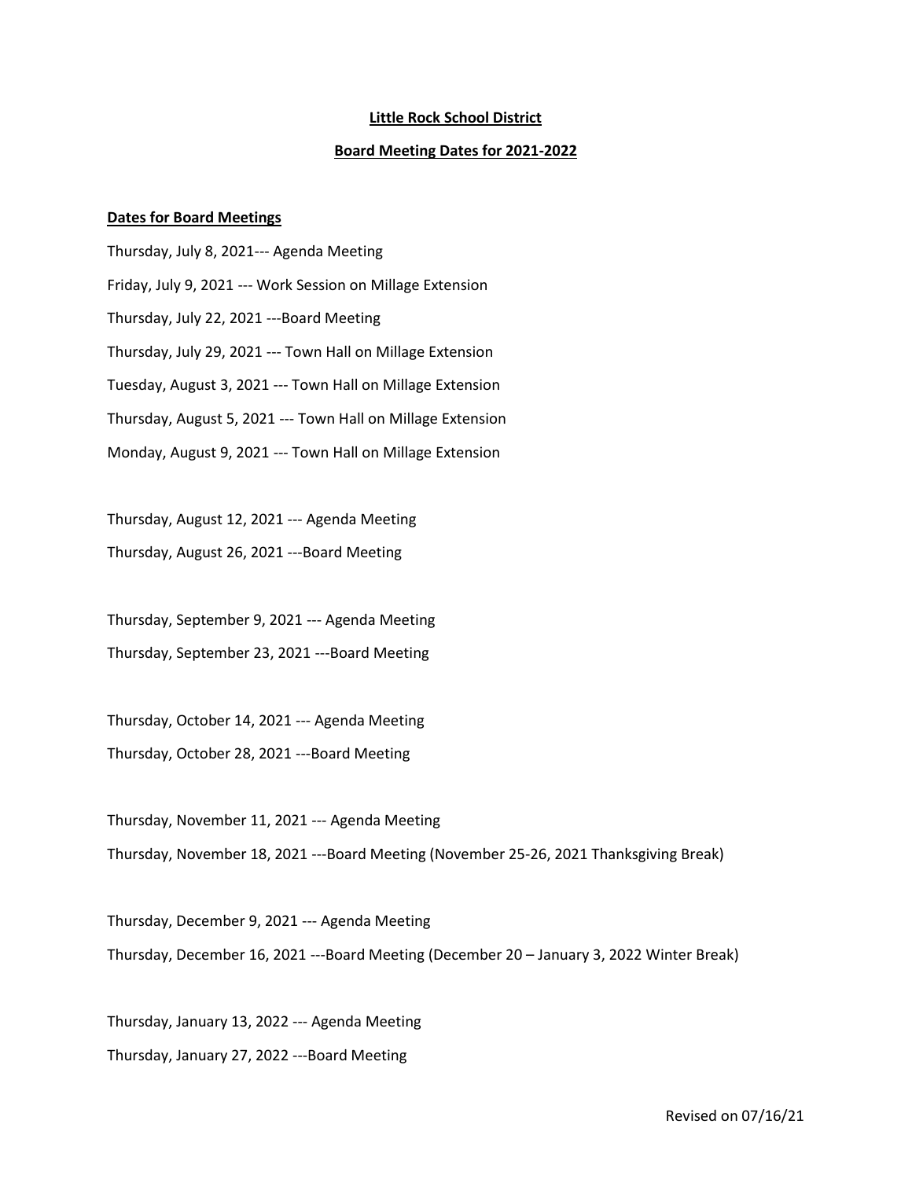**Little Rock School District**

**Board Meeting Dates for 2021-2022**

**Dates for Board Meetings**

Thursday, July 8, 2021--- Agenda Meeting

Friday, July 9, 2021 --- Work Session on Millage Extension

Thursday, July 22, 2021 ---Board Meeting

Thursday, July 29, 2021 --- Town Hall on Millage Extension

Tuesday, August 3, 2021 --- Town Hall on Millage Extension

Thursday, August 5, 2021 --- Town Hall on Millage Extension

Monday, August 9, 2021 --- Town Hall on Millage Extension

Thursday, August 12, 2021 --- Agenda Meeting

Thursday, August 26, 2021 ---Board Meeting

Thursday, September 9, 2021 --- Agenda Meeting

Thursday, September 23, 2021 ---Board Meeting

Thursday, October 14, 2021 --- Agenda Meeting

Thursday, October 28, 2021 ---Board Meeting

Thursday, November 11, 2021 --- Agenda Meeting

Thursday, November 18, 2021 ---Board Meeting (November 25-26, 2021 Thanksgiving Break)

Thursday, December 9, 2021 --- Agenda Meeting

Thursday, December 16, 2021 ---Board Meeting (December 20 – January 3, 2022 Winter Break)

Thursday, January 13, 2022 --- Agenda Meeting

Thursday, January 27, 2022 ---Board Meeting

Revised on 07/16/21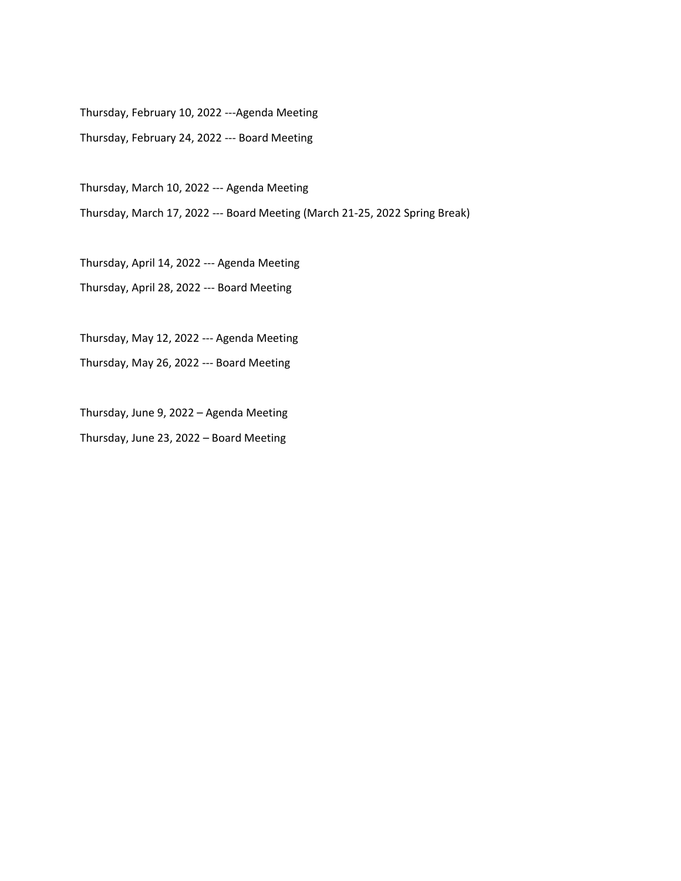Thursday, February 10, 2022 ---Agenda Meeting

Thursday, February 24, 2022 --- Board Meeting

Thursday, March 10, 2022 --- Agenda Meeting

Thursday, March 17, 2022 --- Board Meeting (March 21-25, 2022 Spring Break)

Thursday, April 14, 2022 --- Agenda Meeting

Thursday, April 28, 2022 --- Board Meeting

Thursday, May 12, 2022 --- Agenda Meeting

Thursday, May 26, 2022 --- Board Meeting

Thursday, June 9, 2022 – Agenda Meeting

Thursday, June 23, 2022 – Board Meeting